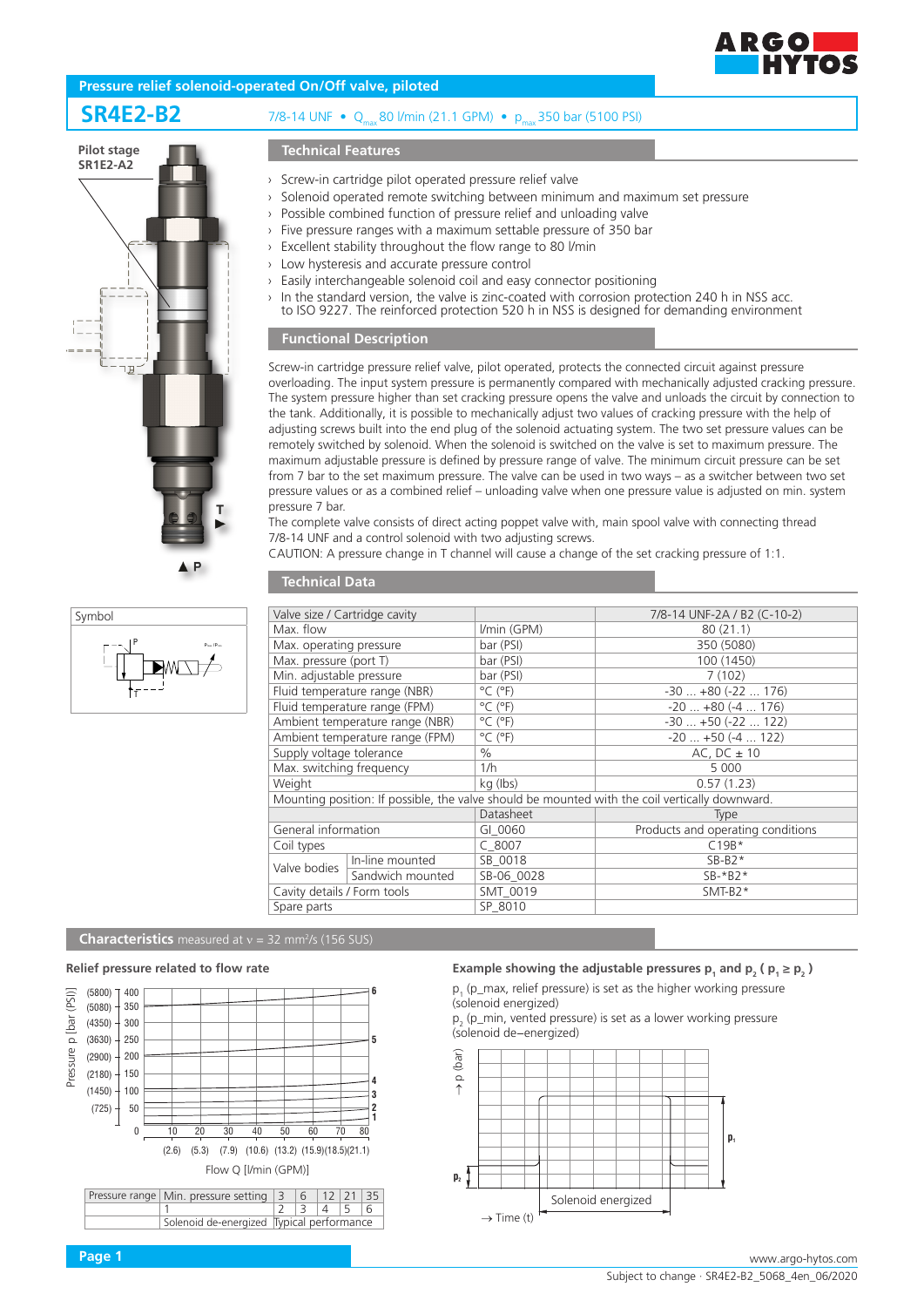## Pressure relief solenoid-operated On/Off valve, piloted

# SR4E2-B2

7/8-14 UNF • $Q_{max}$ 80 l/min (21.1 GPM) • $p_{max}$ 350 bar (5100 PSI)

Pilot stage SR1E2-A2

T

P

Symbol

### Technical Features

- Screw-in cartridge pilot operated pressure relief valve
- Solenoid operated remote switching between minimum and maximum set pressure
- Possible combined function of pressure relief and unloading valve
- Five pressure ranges with a maximum settable pressure of 350 bar
- Excellent stability throughout the flow range to 80 l/min
- Low hysteresis and accurate pressure control
- Easily interchangeable solenoid coil and easy connector positioning
- In the standard version, the valve is zinc-coated with corrosion protection 240 h in NSS acc. to ISO 9227. The reinforced protection 520 h in NSS is designed for demanding environment

### Functional Description

Screw-in cartridge pressure relief valve, pilot operated, protects the connected circuit against pressure overloading. The input system pressure is permanently compared with mechanically adjusted cracking pressure. The system pressure higher than set cracking pressure opens the valve and unloads the circuit by connection to the tank. Additionally, it is possible to mechanically adjust two values of cracking pressure with the help of adjusting screws built into the end plug of the solenoid actuating system. The two set pressure values can be remotely switched by solenoid. When the solenoid is switched on the valve is set to maximum pressure. The maximum adjustable pressure is defined by pressure range of valve. The minimum circuit pressure can be set from 7 bar to the set maximum pressure. The valve can be used in two ways – as a switcher between two set pressure values or as a combined relief – unloading valve when one pressure value is adjusted on min. system pressure 7 bar.

The complete valve consists of direct acting poppet valve with, main spool valve with connecting thread 7/8-14 UNF and a control solenoid with two adjusting screws.

CAUTION: A pressure change in T channel will cause a change of the set cracking pressure of 1:1.

### Technical Data

| Valve size / Cartridge cavity | | | 7/8-14 UNF-2A / B2 (C-10-2) |
|---|---|---|---|
| Max. flow | | l/min (GPM) | 80 (21.1) |
| Max. operating pressure | | bar (PSI) | 350 (5080) |
| Max. pressure (port T) | | bar (PSI) | 100 (1450) |
| Min. adjustable pressure | | bar (PSI) | 7 (102) |
| Fluid temperature range (NBR) | | °C (°F) | -30 ... +80 (-22 ... 176) |
| Fluid temperature range (FPM) | | °C (°F) | -20 ... +80 (-4 ... 176) |
| Ambient temperature range (NBR) | | °C (°F) | -30 ... +50 (-22 ... 122) |
| Ambient temperature range (FPM) | | °C (°F) | -20 ... +50 (-4 ... 122) |
| Supply voltage tolerance | | % | AC, DC ± 10 |
| Max. switching frequency | | 1/h | 5 000 |
| Weight | | kg (lbs) | 0.57 (1.23) |
| Mounting position: If possible, the valve should be mounted with the coil vertically downward. | | | |
| | | Datasheet | Type |
| General information | | GI_0060 | Products and operating conditions |
| Coil types | | C_8007 | C19B* |
| Valve bodies | In-line mounted | SB_0018 | SB-B2* |
| | Sandwich mounted | SB-06_0028 | SB-*B2* |
| Cavity details / Form tools | | SMT_0019 | SMT-B2* |
| Spare parts | | SP_8010 | |

### Characteristics measured at ν = 32 mm²/s (156 SUS)

**Relief pressure related to flow rate**

Pressure p [bar (PSI)]: 0, 50 (725), 100 (1450), 150 (2180), 200 (2900), 250 (3630), 300 (4350), 350 (5080), 400 (5800)

Flow Q [l/min (GPM)]: 10 (2.6), 20 (5.3), 30 (7.9), 40 (10.6), 50 (13.2), 60 (15.9), 70 (18.5), 80 (21.1)

| Pressure range | Min. pressure setting | 3 | 6 | 12 | 21 | 35 |
|---|---|---|---|---|---|---|
| | 1 | 2 | 3 | 4 | 5 | 6 |
| | Solenoid de-energized | Typical performance | | | | |

**Example showing the adjustable pressures $p_1$ and $p_2$ ( $p_1 \geq p_2$ )**

$p_1$ (p_max, relief pressure) is set as the higher working pressure (solenoid energized)

$p_2$ (p_min, vented pressure) is set as a lower working pressure (solenoid de–energized)

→ p (bar)

$p_1$

$p_2$

Solenoid energized

→ Time (t)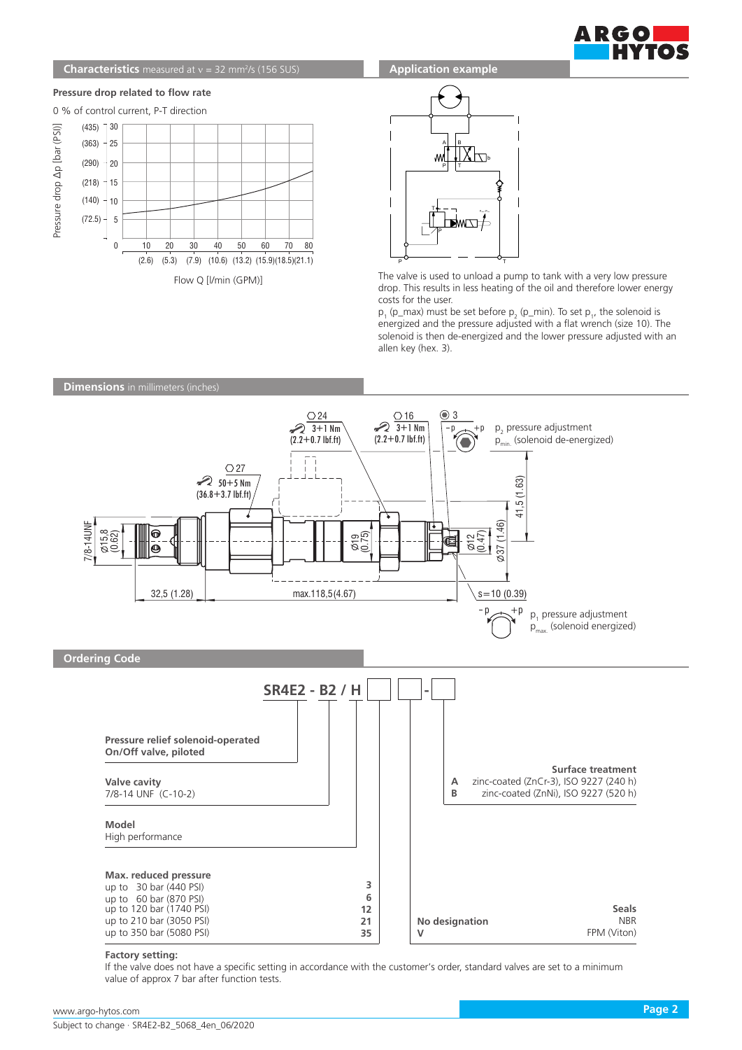## Characteristics measured at ν = 32 mm²/s (156 SUS)

### Pressure drop related to flow rate

0 % of control current, P-T direction

Pressure drop Δp [bar (PSI)]

(435) 30
(363) 25
(290) 20
(218) 15
(140) 10
(72.5) 5
0

10 (2.6) 20 (5.3) 30 (7.9) 40 (10.6) 50 (13.2) 60 (15.9) 70 (18.5) 80 (21.1)

Flow Q [l/min (GPM)]

## Application example

A B P T b

T P

P T

The valve is used to unload a pump to tank with a very low pressure drop. This results in less heating of the oil and therefore lower energy costs for the user.

$p_1$ (p_max) must be set before $p_2$ (p_min). To set $p_1$, the solenoid is energized and the pressure adjusted with a flat wrench (size 10). The solenoid is then de-energized and the lower pressure adjusted with an allen key (hex. 3).

## Dimensions in millimeters (inches)

⬡ 24 3+1 Nm (2.2+0.7 lbf.ft)

⬡ 16 3+1 Nm (2.2+0.7 lbf.ft)

⊙ 3

−p +p $p_2$ pressure adjustment $p_{min.}$ (solenoid de-energized)

⬡ 27 50+5 Nm (36.8+3.7 lbf.ft)

7/8-14UNF

Ø15,8 (0.62)

Ø19 (0.75)

Ø12 (0.47)

Ø37 (1.46)

41,5 (1.63)

32,5 (1.28)

max.118,5(4.67)

s=10 (0.39)

−p +p $p_1$ pressure adjustment $p_{max.}$ (solenoid energized)

## Ordering Code

**SR4E2 - B2 / H [ ] [ ] - [ ]**

**Pressure relief solenoid-operated On/Off valve, piloted**

**Valve cavity**
7/8-14 UNF (C-10-2)

**Model**
High performance

**Max. reduced pressure**

| | |
|---|---|
| up to 30 bar (440 PSI) | **3** |
| up to 60 bar (870 PSI) | **6** |
| up to 120 bar (1740 PSI) | **12** |
| up to 210 bar (3050 PSI) | **21** |
| up to 350 bar (5080 PSI) | **35** |

**Seals**

| | |
|---|---|
| **No designation** | NBR |
| **V** | FPM (Viton) |

**Surface treatment**

| | |
|---|---|
| **A** | zinc-coated (ZnCr-3), ISO 9227 (240 h) |
| **B** | zinc-coated (ZnNi), ISO 9227 (520 h) |

**Factory setting:**
If the valve does not have a specific setting in accordance with the customer's order, standard valves are set to a minimum value of approx 7 bar after function tests.

www.argo-hytos.com

Subject to change · SR4E2-B2_5068_4en_06/2020